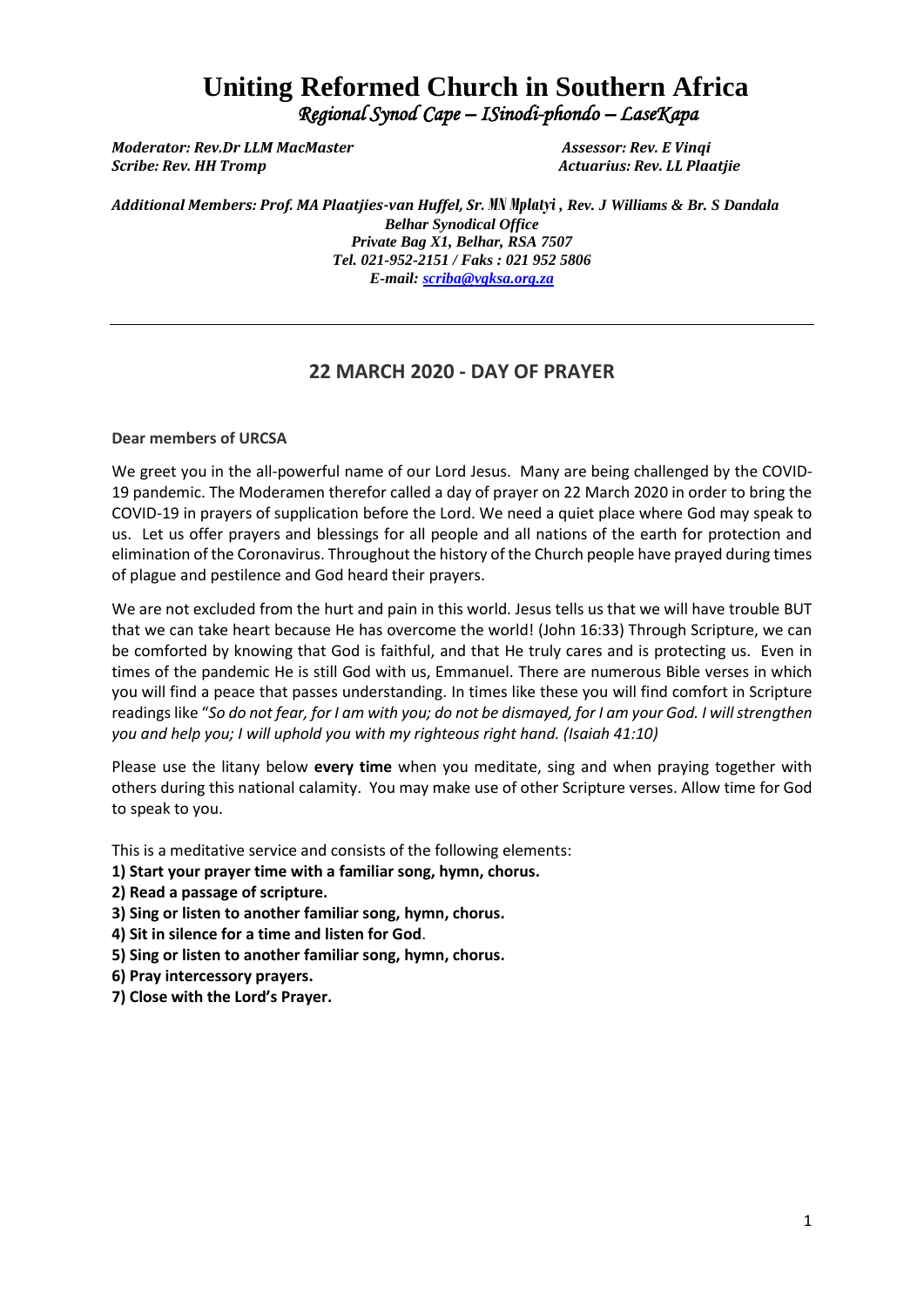# Uniting Reformed Church in Southern Africa

*Regional Synod Cape – ISinodi-phondo – LaseKapa*

***Moderator: Rev.Dr LLM MacMaster*** — ***Assessor: Rev. E Vinqi***
***Scribe: Rev. HH Tromp*** — ***Actuarius: Rev. LL Plaatjie***

***Additional Members: Prof. MA Plaatjies-van Huffel, Sr. MN Mplatyi , Rev. J Williams & Br. S Dandala***
***Belhar Synodical Office***
***Private Bag X1, Belhar, RSA 7507***
***Tel. 021-952-2151 / Faks : 021 952 5806***
***E-mail: scriba@vgksa.org.za***

---

## 22 MARCH 2020 - DAY OF PRAYER

**Dear members of URCSA**

We greet you in the all-powerful name of our Lord Jesus. Many are being challenged by the COVID-19 pandemic. The Moderamen therefor called a day of prayer on 22 March 2020 in order to bring the COVID-19 in prayers of supplication before the Lord. We need a quiet place where God may speak to us. Let us offer prayers and blessings for all people and all nations of the earth for protection and elimination of the Coronavirus. Throughout the history of the Church people have prayed during times of plague and pestilence and God heard their prayers.

We are not excluded from the hurt and pain in this world. Jesus tells us that we will have trouble BUT that we can take heart because He has overcome the world! (John 16:33) Through Scripture, we can be comforted by knowing that God is faithful, and that He truly cares and is protecting us. Even in times of the pandemic He is still God with us, Emmanuel. There are numerous Bible verses in which you will find a peace that passes understanding. In times like these you will find comfort in Scripture readings like "*So do not fear, for I am with you; do not be dismayed, for I am your God. I will strengthen you and help you; I will uphold you with my righteous right hand. (Isaiah 41:10)*

Please use the litany below **every time** when you meditate, sing and when praying together with others during this national calamity. You may make use of other Scripture verses. Allow time for God to speak to you.

This is a meditative service and consists of the following elements:

**1) Start your prayer time with a familiar song, hymn, chorus.**
**2) Read a passage of scripture.**
**3) Sing or listen to another familiar song, hymn, chorus.**
**4) Sit in silence for a time and listen for God**.
**5) Sing or listen to another familiar song, hymn, chorus.**
**6) Pray intercessory prayers.**
**7) Close with the Lord's Prayer.**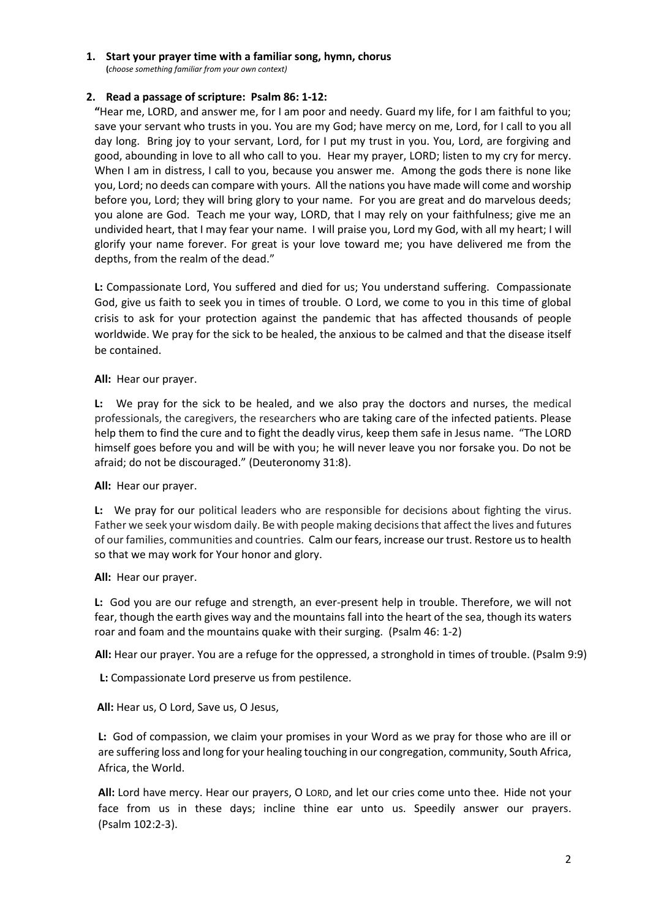1. **Start your prayer time with a familiar song, hymn, chorus**
   (*choose something familiar from your own context*)

2. **Read a passage of scripture: Psalm 86: 1-12:**

"Hear me, LORD, and answer me, for I am poor and needy. Guard my life, for I am faithful to you; save your servant who trusts in you. You are my God; have mercy on me, Lord, for I call to you all day long. Bring joy to your servant, Lord, for I put my trust in you. You, Lord, are forgiving and good, abounding in love to all who call to you. Hear my prayer, LORD; listen to my cry for mercy. When I am in distress, I call to you, because you answer me. Among the gods there is none like you, Lord; no deeds can compare with yours. All the nations you have made will come and worship before you, Lord; they will bring glory to your name. For you are great and do marvelous deeds; you alone are God. Teach me your way, LORD, that I may rely on your faithfulness; give me an undivided heart, that I may fear your name. I will praise you, Lord my God, with all my heart; I will glorify your name forever. For great is your love toward me; you have delivered me from the depths, from the realm of the dead."

**L:** Compassionate Lord, You suffered and died for us; You understand suffering. Compassionate God, give us faith to seek you in times of trouble. O Lord, we come to you in this time of global crisis to ask for your protection against the pandemic that has affected thousands of people worldwide. We pray for the sick to be healed, the anxious to be calmed and that the disease itself be contained.

**All:** Hear our prayer.

**L:** We pray for the sick to be healed, and we also pray the doctors and nurses, the medical professionals, the caregivers, the researchers who are taking care of the infected patients. Please help them to find the cure and to fight the deadly virus, keep them safe in Jesus name. "The LORD himself goes before you and will be with you; he will never leave you nor forsake you. Do not be afraid; do not be discouraged." (Deuteronomy 31:8).

**All:** Hear our prayer.

**L:** We pray for our political leaders who are responsible for decisions about fighting the virus. Father we seek your wisdom daily. Be with people making decisions that affect the lives and futures of our families, communities and countries. Calm our fears, increase our trust. Restore us to health so that we may work for Your honor and glory.

**All:** Hear our prayer.

**L:** God you are our refuge and strength, an ever-present help in trouble. Therefore, we will not fear, though the earth gives way and the mountains fall into the heart of the sea, though its waters roar and foam and the mountains quake with their surging. (Psalm 46: 1-2)

**All:** Hear our prayer. You are a refuge for the oppressed, a stronghold in times of trouble. (Psalm 9:9)

**L:** Compassionate Lord preserve us from pestilence.

**All:** Hear us, O Lord, Save us, O Jesus,

**L:** God of compassion, we claim your promises in your Word as we pray for those who are ill or are suffering loss and long for your healing touching in our congregation, community, South Africa, Africa, the World.

**All:** Lord have mercy. Hear our prayers, O LORD, and let our cries come unto thee. Hide not your face from us in these days; incline thine ear unto us. Speedily answer our prayers. (Psalm 102:2-3).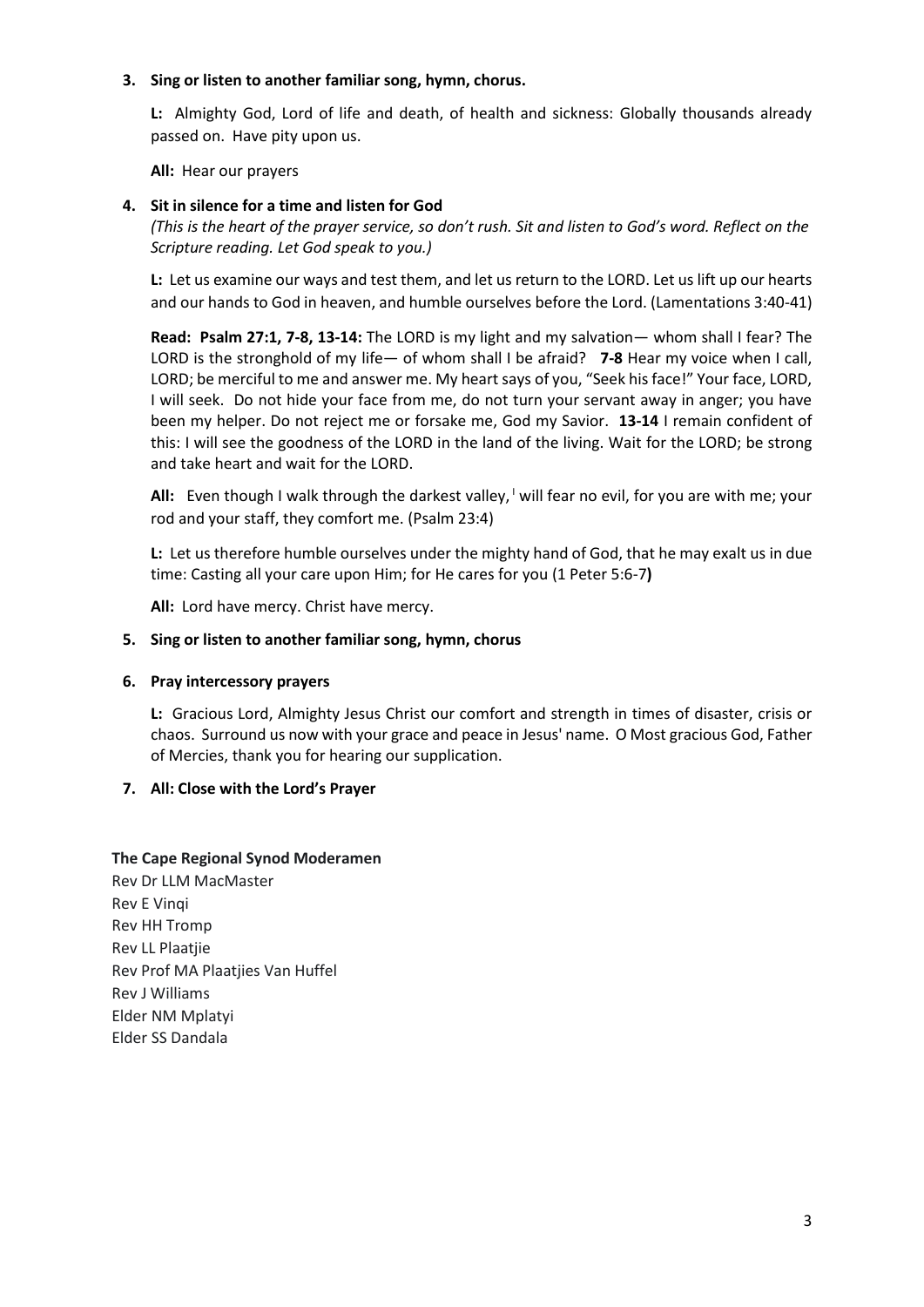3. **Sing or listen to another familiar song, hymn, chorus.**

   **L:** Almighty God, Lord of life and death, of health and sickness: Globally thousands already passed on. Have pity upon us.

   **All:** Hear our prayers

4. **Sit in silence for a time and listen for God**
   *(This is the heart of the prayer service, so don't rush. Sit and listen to God's word. Reflect on the Scripture reading. Let God speak to you.)*

   **L:** Let us examine our ways and test them, and let us return to the LORD. Let us lift up our hearts and our hands to God in heaven, and humble ourselves before the Lord. (Lamentations 3:40-41)

   **Read: Psalm 27:1, 7-8, 13-14:** The LORD is my light and my salvation— whom shall I fear? The LORD is the stronghold of my life— of whom shall I be afraid? **7-8** Hear my voice when I call, LORD; be merciful to me and answer me. My heart says of you, "Seek his face!" Your face, LORD, I will seek. Do not hide your face from me, do not turn your servant away in anger; you have been my helper. Do not reject me or forsake me, God my Savior. **13-14** I remain confident of this: I will see the goodness of the LORD in the land of the living. Wait for the LORD; be strong and take heart and wait for the LORD.

   **All:** Even though I walk through the darkest valley, I will fear no evil, for you are with me; your rod and your staff, they comfort me. (Psalm 23:4)

   **L:** Let us therefore humble ourselves under the mighty hand of God, that he may exalt us in due time: Casting all your care upon Him; for He cares for you (1 Peter 5:6-7**)**

   **All:** Lord have mercy. Christ have mercy.

5. **Sing or listen to another familiar song, hymn, chorus**

6. **Pray intercessory prayers**

   **L:** Gracious Lord, Almighty Jesus Christ our comfort and strength in times of disaster, crisis or chaos. Surround us now with your grace and peace in Jesus' name. O Most gracious God, Father of Mercies, thank you for hearing our supplication.

7. **All: Close with the Lord's Prayer**

**The Cape Regional Synod Moderamen**
Rev Dr LLM MacMaster
Rev E Vinqi
Rev HH Tromp
Rev LL Plaatjie
Rev Prof MA Plaatjies Van Huffel
Rev J Williams
Elder NM Mplatyi
Elder SS Dandala